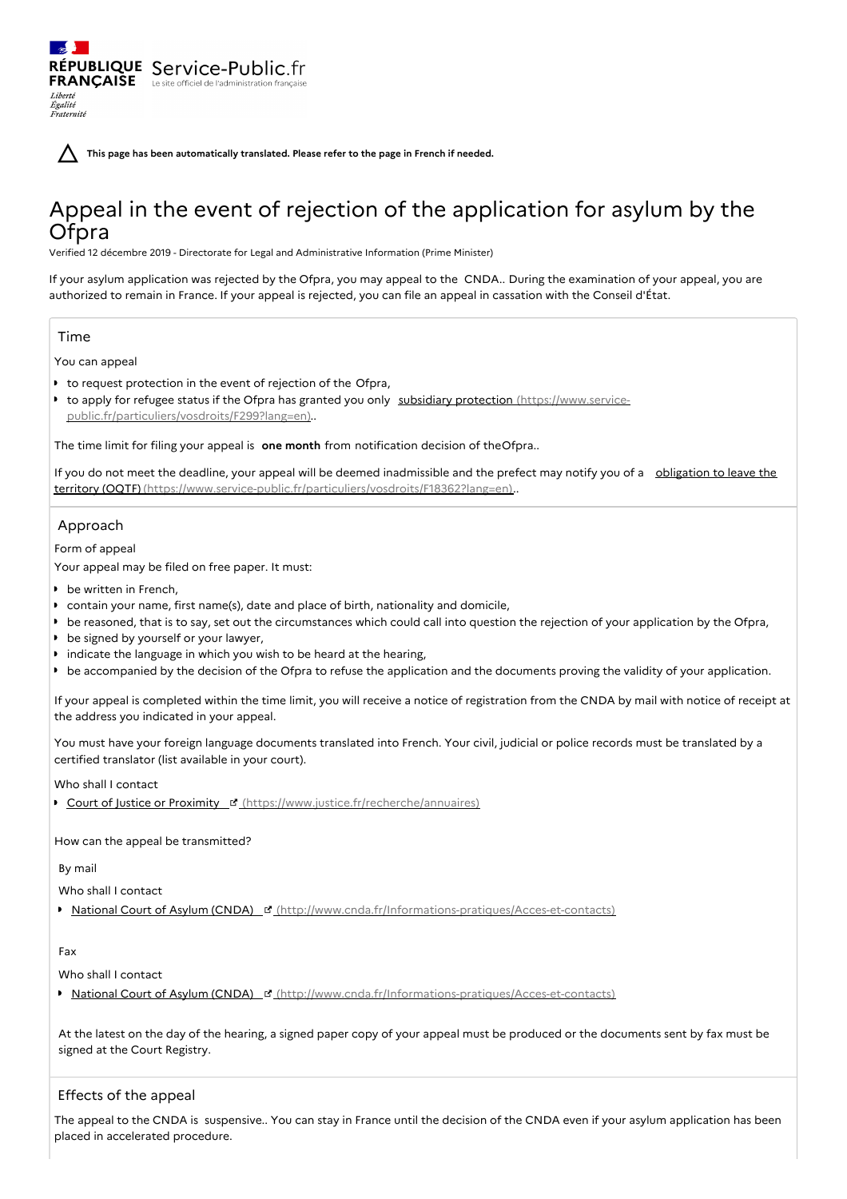RÉPUBLIQUE FRANÇAISE Service-Public.fr
Le site officiel de l'administration française

Liberté
Égalité
Fraternité

**This page has been automatically translated. Please refer to the page in French if needed.**

# Appeal in the event of rejection of the application for asylum by the Ofpra

Verified 12 décembre 2019 - Directorate for Legal and Administrative Information (Prime Minister)

If your asylum application was rejected by the Ofpra, you may appeal to the CNDA.. During the examination of your appeal, you are authorized to remain in France. If your appeal is rejected, you can file an appeal in cassation with the Conseil d'État.

## Time

You can appeal

- to request protection in the event of rejection of the Ofpra,
- to apply for refugee status if the Ofpra has granted you only subsidiary protection (https://www.service-public.fr/particuliers/vosdroits/F299?lang=en)..

The time limit for filing your appeal is **one month** from notification decision of theOfpra..

If you do not meet the deadline, your appeal will be deemed inadmissible and the prefect may notify you of a obligation to leave the territory (OQTF) (https://www.service-public.fr/particuliers/vosdroits/F18362?lang=en)..

## Approach

Form of appeal

Your appeal may be filed on free paper. It must:

- be written in French,
- contain your name, first name(s), date and place of birth, nationality and domicile,
- be reasoned, that is to say, set out the circumstances which could call into question the rejection of your application by the Ofpra,
- be signed by yourself or your lawyer,
- indicate the language in which you wish to be heard at the hearing,
- be accompanied by the decision of the Ofpra to refuse the application and the documents proving the validity of your application.

If your appeal is completed within the time limit, you will receive a notice of registration from the CNDA by mail with notice of receipt at the address you indicated in your appeal.

You must have your foreign language documents translated into French. Your civil, judicial or police records must be translated by a certified translator (list available in your court).

Who shall I contact

- Court of Justice or Proximity (https://www.justice.fr/recherche/annuaires)

How can the appeal be transmitted?

By mail

Who shall I contact

- National Court of Asylum (CNDA) (http://www.cnda.fr/Informations-pratiques/Acces-et-contacts)

Fax

Who shall I contact

- National Court of Asylum (CNDA) (http://www.cnda.fr/Informations-pratiques/Acces-et-contacts)

At the latest on the day of the hearing, a signed paper copy of your appeal must be produced or the documents sent by fax must be signed at the Court Registry.

## Effects of the appeal

The appeal to the CNDA is suspensive.. You can stay in France until the decision of the CNDA even if your asylum application has been placed in accelerated procedure.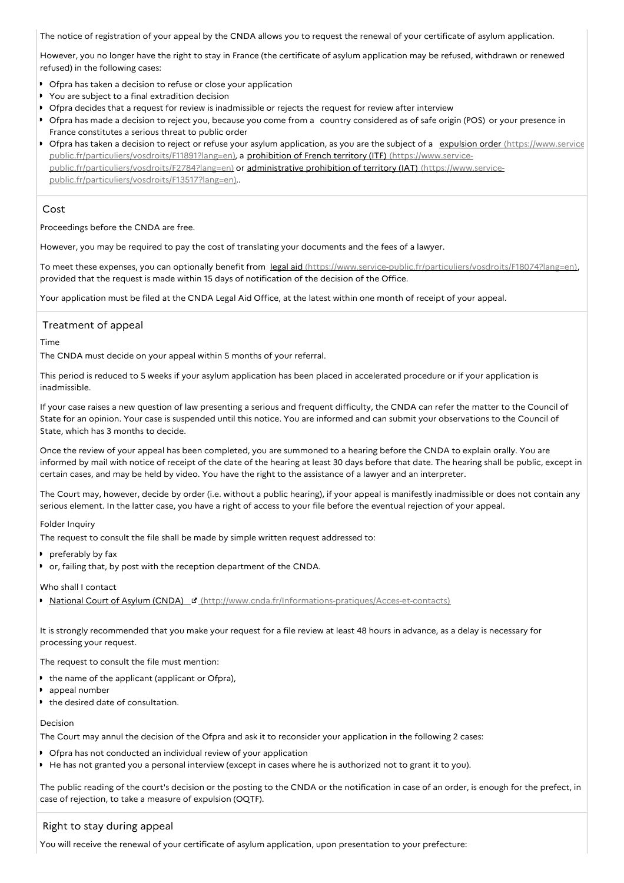The notice of registration of your appeal by the CNDA allows you to request the renewal of your certificate of asylum application.

However, you no longer have the right to stay in France (the certificate of asylum application may be refused, withdrawn or renewed refused) in the following cases:

- Ofpra has taken a decision to refuse or close your application
- You are subject to a final extradition decision
- Ofpra decides that a request for review is inadmissible or rejects the request for review after interview
- Ofpra has made a decision to reject you, because you come from a country considered as of safe origin (POS) or your presence in France constitutes a serious threat to public order
- Ofpra has taken a decision to reject or refuse your asylum application, as you are the subject of a expulsion order (https://www.service-public.fr/particuliers/vosdroits/F11891?lang=en), a prohibition of French territory (ITF) (https://www.service-public.fr/particuliers/vosdroits/F2784?lang=en) or administrative prohibition of territory (IAT) (https://www.service-public.fr/particuliers/vosdroits/F13517?lang=en)..

## Cost

Proceedings before the CNDA are free.

However, you may be required to pay the cost of translating your documents and the fees of a lawyer.

To meet these expenses, you can optionally benefit from legal aid (https://www.service-public.fr/particuliers/vosdroits/F18074?lang=en), provided that the request is made within 15 days of notification of the decision of the Office.

Your application must be filed at the CNDA Legal Aid Office, at the latest within one month of receipt of your appeal.

## Treatment of appeal

### Time

The CNDA must decide on your appeal within 5 months of your referral.

This period is reduced to 5 weeks if your asylum application has been placed in accelerated procedure or if your application is inadmissible.

If your case raises a new question of law presenting a serious and frequent difficulty, the CNDA can refer the matter to the Council of State for an opinion. Your case is suspended until this notice. You are informed and can submit your observations to the Council of State, which has 3 months to decide.

Once the review of your appeal has been completed, you are summoned to a hearing before the CNDA to explain orally. You are informed by mail with notice of receipt of the date of the hearing at least 30 days before that date. The hearing shall be public, except in certain cases, and may be held by video. You have the right to the assistance of a lawyer and an interpreter.

The Court may, however, decide by order (i.e. without a public hearing), if your appeal is manifestly inadmissible or does not contain any serious element. In the latter case, you have a right of access to your file before the eventual rejection of your appeal.

### Folder Inquiry

The request to consult the file shall be made by simple written request addressed to:

- preferably by fax
- or, failing that, by post with the reception department of the CNDA.

Who shall I contact

- National Court of Asylum (CNDA) (http://www.cnda.fr/Informations-pratiques/Acces-et-contacts)

It is strongly recommended that you make your request for a file review at least 48 hours in advance, as a delay is necessary for processing your request.

The request to consult the file must mention:

- the name of the applicant (applicant or Ofpra),
- appeal number
- the desired date of consultation.

### Decision

The Court may annul the decision of the Ofpra and ask it to reconsider your application in the following 2 cases:

- Ofpra has not conducted an individual review of your application
- He has not granted you a personal interview (except in cases where he is authorized not to grant it to you).

The public reading of the court's decision or the posting to the CNDA or the notification in case of an order, is enough for the prefect, in case of rejection, to take a measure of expulsion (OQTF).

## Right to stay during appeal

You will receive the renewal of your certificate of asylum application, upon presentation to your prefecture: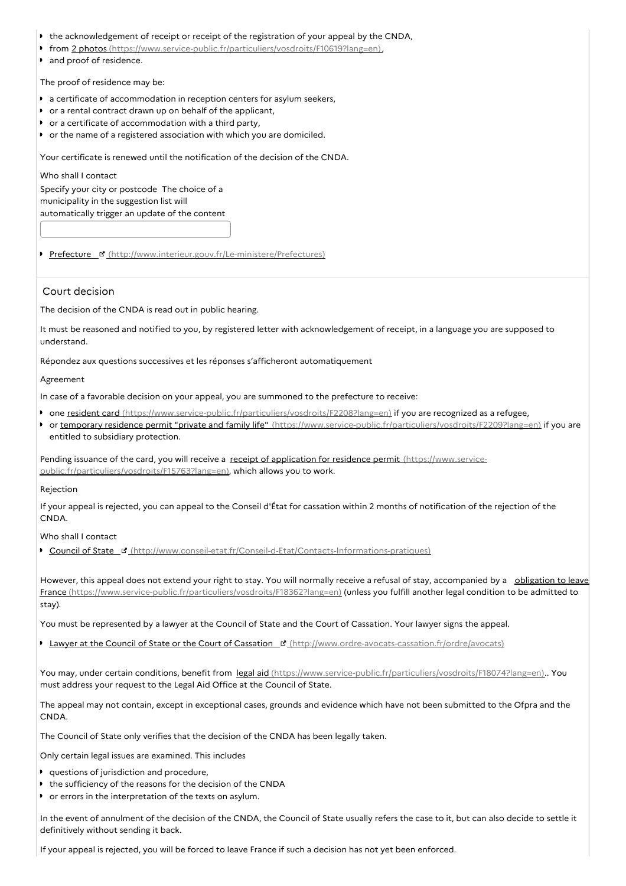- the acknowledgement of receipt or receipt of the registration of your appeal by the CNDA,
- from 2 photos (https://www.service-public.fr/particuliers/vosdroits/F10619?lang=en),
- and proof of residence.

The proof of residence may be:

- a certificate of accommodation in reception centers for asylum seekers,
- or a rental contract drawn up on behalf of the applicant,
- or a certificate of accommodation with a third party,
- or the name of a registered association with which you are domiciled.

Your certificate is renewed until the notification of the decision of the CNDA.

Who shall I contact

Specify your city or postcode The choice of a municipality in the suggestion list will automatically trigger an update of the content

- Prefecture (http://www.interieur.gouv.fr/Le-ministere/Prefectures)

## Court decision

The decision of the CNDA is read out in public hearing.

It must be reasoned and notified to you, by registered letter with acknowledgement of receipt, in a language you are supposed to understand.

Répondez aux questions successives et les réponses s'afficheront automatiquement

Agreement

In case of a favorable decision on your appeal, you are summoned to the prefecture to receive:

- one resident card (https://www.service-public.fr/particuliers/vosdroits/F2208?lang=en) if you are recognized as a refugee,
- or temporary residence permit "private and family life" (https://www.service-public.fr/particuliers/vosdroits/F2209?lang=en) if you are entitled to subsidiary protection.

Pending issuance of the card, you will receive a receipt of application for residence permit (https://www.service-public.fr/particuliers/vosdroits/F15763?lang=en), which allows you to work.

Rejection

If your appeal is rejected, you can appeal to the Conseil d'État for cassation within 2 months of notification of the rejection of the CNDA.

Who shall I contact

- Council of State (http://www.conseil-etat.fr/Conseil-d-Etat/Contacts-Informations-pratiques)

However, this appeal does not extend your right to stay. You will normally receive a refusal of stay, accompanied by a obligation to leave France (https://www.service-public.fr/particuliers/vosdroits/F18362?lang=en) (unless you fulfill another legal condition to be admitted to stay).

You must be represented by a lawyer at the Council of State and the Court of Cassation. Your lawyer signs the appeal.

- Lawyer at the Council of State or the Court of Cassation (http://www.ordre-avocats-cassation.fr/ordre/avocats)

You may, under certain conditions, benefit from legal aid (https://www.service-public.fr/particuliers/vosdroits/F18074?lang=en).. You must address your request to the Legal Aid Office at the Council of State.

The appeal may not contain, except in exceptional cases, grounds and evidence which have not been submitted to the Ofpra and the CNDA.

The Council of State only verifies that the decision of the CNDA has been legally taken.

Only certain legal issues are examined. This includes

- questions of jurisdiction and procedure,
- the sufficiency of the reasons for the decision of the CNDA
- or errors in the interpretation of the texts on asylum.

In the event of annulment of the decision of the CNDA, the Council of State usually refers the case to it, but can also decide to settle it definitively without sending it back.

If your appeal is rejected, you will be forced to leave France if such a decision has not yet been enforced.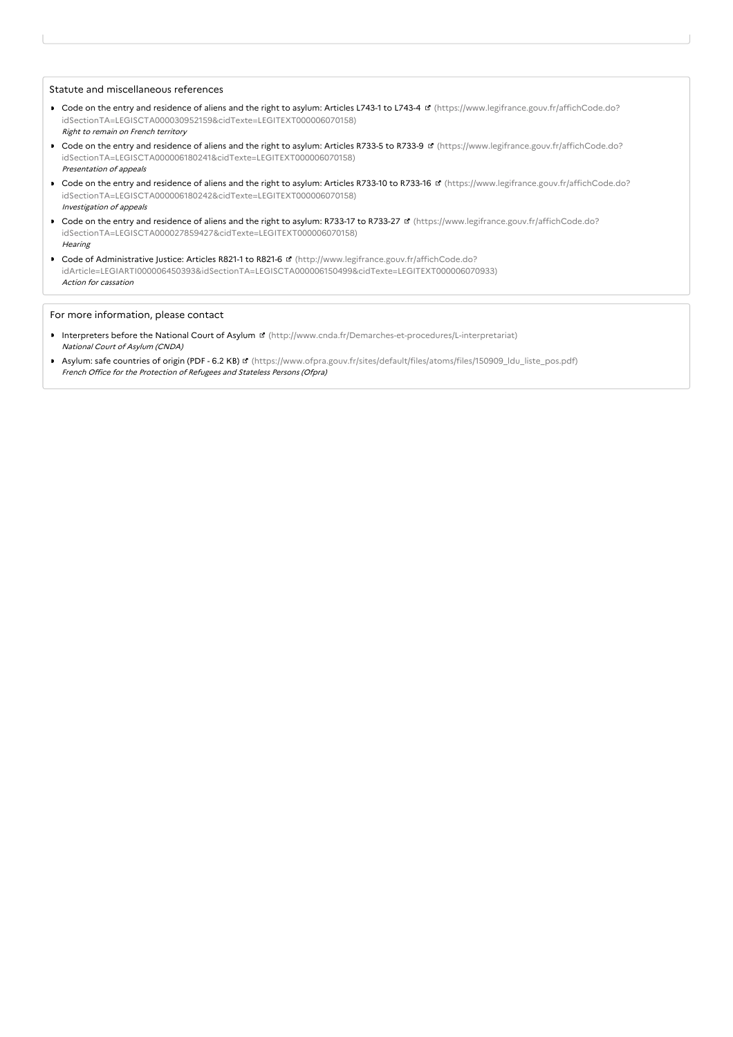## Statute and miscellaneous references

- Code on the entry and residence of aliens and the right to asylum: Articles L743-1 to L743-4 (https://www.legifrance.gouv.fr/affichCode.do?idSectionTA=LEGISCTA000030952159&cidTexte=LEGITEXT000006070158)
  *Right to remain on French territory*
- Code on the entry and residence of aliens and the right to asylum: Articles R733-5 to R733-9 (https://www.legifrance.gouv.fr/affichCode.do?idSectionTA=LEGISCTA000006180241&cidTexte=LEGITEXT000006070158)
  *Presentation of appeals*
- Code on the entry and residence of aliens and the right to asylum: Articles R733-10 to R733-16 (https://www.legifrance.gouv.fr/affichCode.do?idSectionTA=LEGISCTA000006180242&cidTexte=LEGITEXT000006070158)
  *Investigation of appeals*
- Code on the entry and residence of aliens and the right to asylum: R733-17 to R733-27 (https://www.legifrance.gouv.fr/affichCode.do?idSectionTA=LEGISCTA000027859427&cidTexte=LEGITEXT000006070158)
  *Hearing*
- Code of Administrative Justice: Articles R821-1 to R821-6 (http://www.legifrance.gouv.fr/affichCode.do?idArticle=LEGIARTI000006450393&idSectionTA=LEGISCTA000006150499&cidTexte=LEGITEXT000006070933)
  *Action for cassation*

## For more information, please contact

- Interpreters before the National Court of Asylum (http://www.cnda.fr/Demarches-et-procedures/L-interpretariat)
  *National Court of Asylum (CNDA)*
- Asylum: safe countries of origin (PDF - 6.2 KB) (https://www.ofpra.gouv.fr/sites/default/files/atoms/files/150909_ldu_liste_pos.pdf)
  *French Office for the Protection of Refugees and Stateless Persons (Ofpra)*